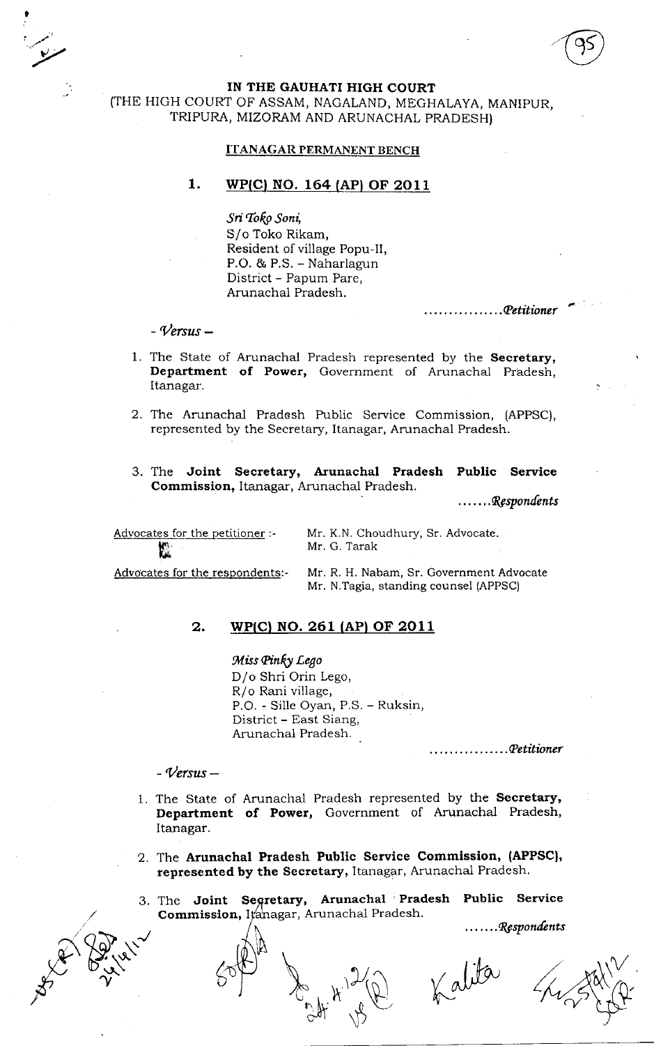# IN THE GAUHATI HIGH COURT

(THE HIGH COURT OF ASSAM, NAGALAND, MEGHALAYA, MANIPUR, TRIPURA, MIZORAM AND ARUNACHAL PRADESH)

## ITANAGAR PERMANENT BENCH

### 1. WP(C) NO. 164 (AP) OF 2011

*Sri Toko Soni,*
S/o Toko Rikam,
Resident of village Popu-II,
P.O. & P.S. – Naharlagun
District – Papum Pare,
Arunachal Pradesh.

................*Petitioner*

*- Versus –*

1. The State of Arunachal Pradesh represented by the **Secretary, Department of Power,** Government of Arunachal Pradesh, Itanagar.
2. The Arunachal Pradesh Public Service Commission, (APPSC), represented by the Secretary, Itanagar, Arunachal Pradesh.
3. The **Joint Secretary, Arunachal Pradesh Public Service Commission,** Itanagar, Arunachal Pradesh.

.......*Respondents*

Advocates for the petitioner :- Mr. K.N. Choudhury, Sr. Advocate.
Mr. G. Tarak

Advocates for the respondents:- Mr. R. H. Nabam, Sr. Government Advocate
Mr. N.Tagia, standing counsel (APPSC)

### 2. WP(C) NO. 261 (AP) OF 2011

*Miss Pinky Lego*
D/o Shri Orin Lego,
R/o Rani village,
P.O. - Sille Oyan, P.S. – Ruksin,
District – East Siang,
Arunachal Pradesh.

................*Petitioner*

*- Versus –*

1. The State of Arunachal Pradesh represented by the **Secretary, Department of Power,** Government of Arunachal Pradesh, Itanagar.
2. The **Arunachal Pradesh Public Service Commission, (APPSC), represented by the Secretary,** Itanagar, Arunachal Pradesh.
3. The **Joint Secretary, Arunachal Pradesh Public Service Commission,** Itanagar, Arunachal Pradesh.

.......*Respondents*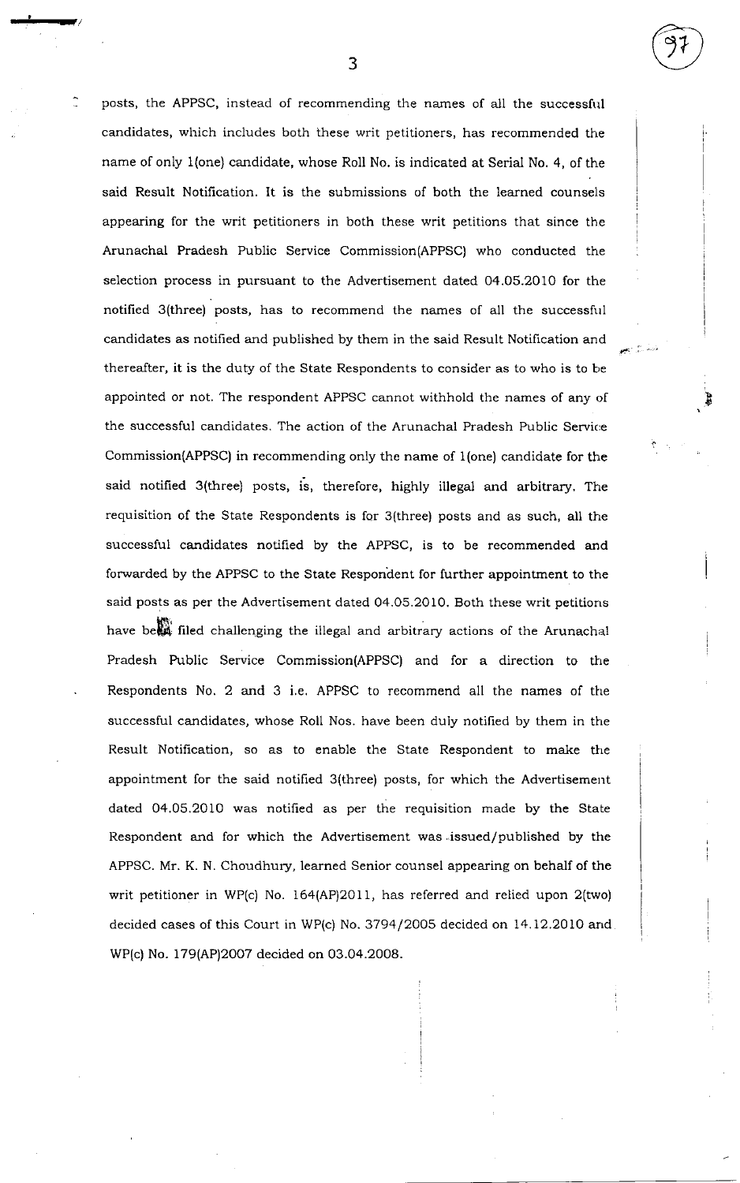posts, the APPSC, instead of recommending the names of all the successful candidates, which includes both these writ petitioners, has recommended the name of only 1(one) candidate, whose Roll No. is indicated at Serial No. 4, of the said Result Notification. It is the submissions of both the learned counsels appearing for the writ petitioners in both these writ petitions that since the Arunachal Pradesh Public Service Commission(APPSC) who conducted the selection process in pursuant to the Advertisement dated 04.05.2010 for the notified 3(three) posts, has to recommend the names of all the successful candidates as notified and published by them in the said Result Notification and thereafter, it is the duty of the State Respondents to consider as to who is to be appointed or not. The respondent APPSC cannot withhold the names of any of the successful candidates. The action of the Arunachal Pradesh Public Service Commission(APPSC) in recommending only the name of 1(one) candidate for the said notified 3(three) posts, is, therefore, highly illegal and arbitrary. The requisition of the State Respondents is for 3(three) posts and as such, all the successful candidates notified by the APPSC, is to be recommended and forwarded by the APPSC to the State Respondent for further appointment to the said posts as per the Advertisement dated 04.05.2010. Both these writ petitions have been filed challenging the illegal and arbitrary actions of the Arunachal Pradesh Public Service Commission(APPSC) and for a direction to the Respondents No. 2 and 3 i.e. APPSC to recommend all the names of the successful candidates, whose Roll Nos. have been duly notified by them in the Result Notification, so as to enable the State Respondent to make the appointment for the said notified 3(three) posts, for which the Advertisement dated 04.05.2010 was notified as per the requisition made by the State Respondent and for which the Advertisement was issued/published by the APPSC. Mr. K. N. Choudhury, learned Senior counsel appearing on behalf of the writ petitioner in WP(c) No. 164(AP)2011, has referred and relied upon 2(two) decided cases of this Court in WP(c) No. 3794/2005 decided on 14.12.2010 and WP(c) No. 179(AP)2007 decided on 03.04.2008.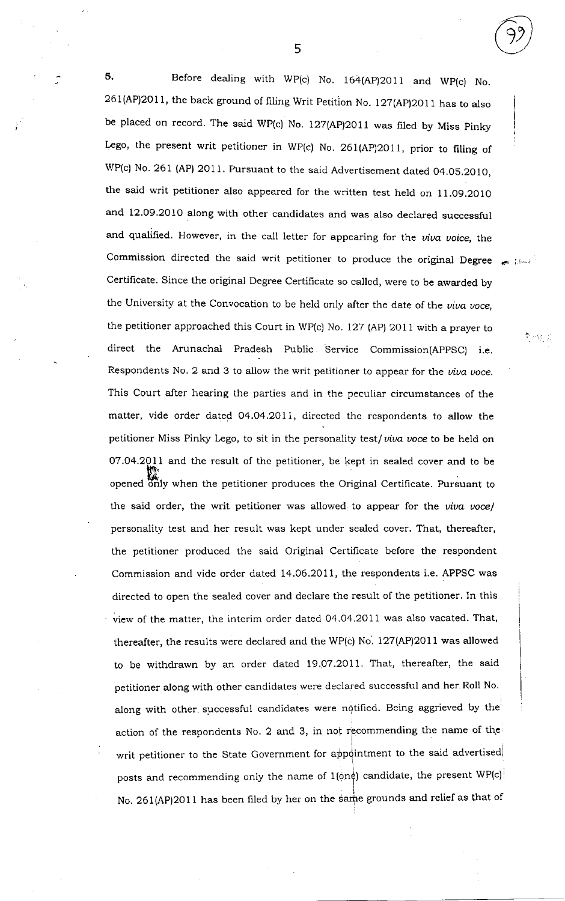**5.** Before dealing with WP(c) No. 164(AP)2011 and WP(c) No. 261(AP)2011, the back ground of filing Writ Petition No. 127(AP)2011 has to also be placed on record. The said WP(c) No. 127(AP)2011 was filed by Miss Pinky Lego, the present writ petitioner in WP(c) No. 261(AP)2011, prior to filing of WP(c) No. 261 (AP) 2011. Pursuant to the said Advertisement dated 04.05.2010, the said writ petitioner also appeared for the written test held on 11.09.2010 and 12.09.2010 along with other candidates and was also declared successful and qualified. However, in the call letter for appearing for the *viva voice*, the Commission directed the said writ petitioner to produce the original Degree Certificate. Since the original Degree Certificate so called, were to be awarded by the University at the Convocation to be held only after the date of the *viva voce*, the petitioner approached this Court in WP(c) No. 127 (AP) 2011 with a prayer to direct the Arunachal Pradesh Public Service Commission(APPSC) i.e. Respondents No. 2 and 3 to allow the writ petitioner to appear for the *viva voce*. This Court after hearing the parties and in the peculiar circumstances of the matter, vide order dated 04.04.2011, directed the respondents to allow the petitioner Miss Pinky Lego, to sit in the personality test/ *viva voce* to be held on 07.04.2011 and the result of the petitioner, be kept in sealed cover and to be opened only when the petitioner produces the Original Certificate. Pursuant to the said order, the writ petitioner was allowed to appear for the *viva voce*/ personality test and her result was kept under sealed cover. That, thereafter, the petitioner produced the said Original Certificate before the respondent Commission and vide order dated 14.06.2011, the respondents i.e. APPSC was directed to open the sealed cover and declare the result of the petitioner. In this view of the matter, the interim order dated 04.04.2011 was also vacated. That, thereafter, the results were declared and the WP(c) No. 127(AP)2011 was allowed to be withdrawn by an order dated 19.07.2011. That, thereafter, the said petitioner along with other candidates were declared successful and her Roll No. along with other successful candidates were notified. Being aggrieved by the action of the respondents No. 2 and 3, in not recommending the name of the writ petitioner to the State Government for appointment to the said advertised posts and recommending only the name of 1(one) candidate, the present WP(c) No. 261(AP)2011 has been filed by her on the same grounds and relief as that of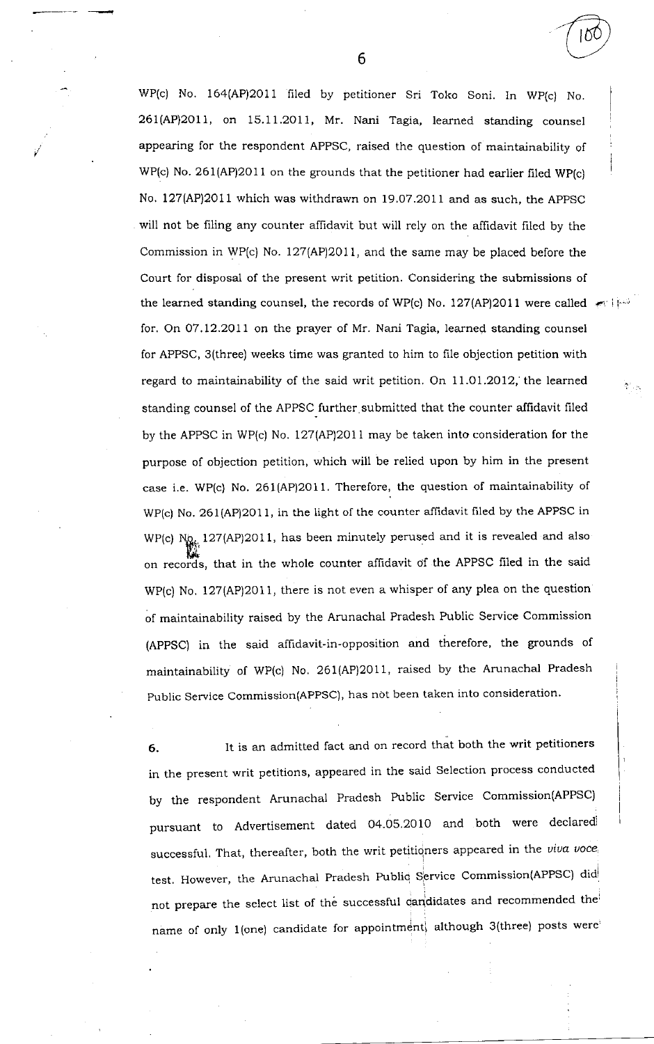WP(c) No. 164(AP)2011 filed by petitioner Sri Toko Soni. In WP(c) No. 261(AP)2011, on 15.11.2011, Mr. Nani Tagia, learned standing counsel appearing for the respondent APPSC, raised the question of maintainability of WP(c) No. 261(AP)2011 on the grounds that the petitioner had earlier filed WP(c) No. 127(AP)2011 which was withdrawn on 19.07.2011 and as such, the APPSC will not be filing any counter affidavit but will rely on the affidavit filed by the Commission in WP(c) No. 127(AP)2011, and the same may be placed before the Court for disposal of the present writ petition. Considering the submissions of the learned standing counsel, the records of WP(c) No. 127(AP)2011 were called for. On 07.12.2011 on the prayer of Mr. Nani Tagia, learned standing counsel for APPSC, 3(three) weeks time was granted to him to file objection petition with regard to maintainability of the said writ petition. On 11.01.2012, the learned standing counsel of the APPSC further submitted that the counter affidavit filed by the APPSC in WP(c) No. 127(AP)2011 may be taken into consideration for the purpose of objection petition, which will be relied upon by him in the present case i.e. WP(c) No. 261(AP)2011. Therefore, the question of maintainability of WP(c) No. 261(AP)2011, in the light of the counter affidavit filed by the APPSC in WP(c) No. 127(AP)2011, has been minutely perused and it is revealed and also on records, that in the whole counter affidavit of the APPSC filed in the said WP(c) No. 127(AP)2011, there is not even a whisper of any plea on the question of maintainability raised by the Arunachal Pradesh Public Service Commission (APPSC) in the said affidavit-in-opposition and therefore, the grounds of maintainability of WP(c) No. 261(AP)2011, raised by the Arunachal Pradesh Public Service Commission(APPSC), has not been taken into consideration.

**6.** It is an admitted fact and on record that both the writ petitioners in the present writ petitions, appeared in the said Selection process conducted by the respondent Arunachal Pradesh Public Service Commission(APPSC) pursuant to Advertisement dated 04.05.2010 and both were declared successful. That, thereafter, both the writ petitioners appeared in the *viva voce* test. However, the Arunachal Pradesh Public Service Commission(APPSC) did not prepare the select list of the successful candidates and recommended the name of only 1(one) candidate for appointment, although 3(three) posts were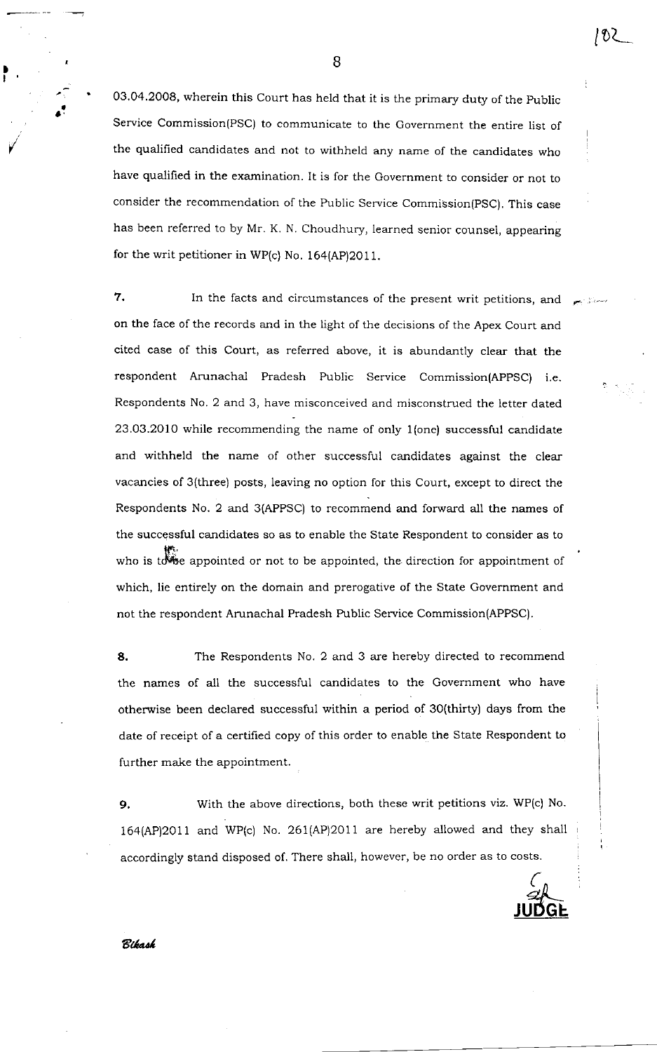03.04.2008, wherein this Court has held that it is the primary duty of the Public Service Commission(PSC) to communicate to the Government the entire list of the qualified candidates and not to withheld any name of the candidates who have qualified in the examination. It is for the Government to consider or not to consider the recommendation of the Public Service Commission(PSC). This case has been referred to by Mr. K. N. Choudhury, learned senior counsel, appearing for the writ petitioner in WP(c) No. 164(AP)2011.

**7.** In the facts and circumstances of the present writ petitions, and on the face of the records and in the light of the decisions of the Apex Court and cited case of this Court, as referred above, it is abundantly clear that the respondent Arunachal Pradesh Public Service Commission(APPSC) i.e. Respondents No. 2 and 3, have misconceived and misconstrued the letter dated 23.03.2010 while recommending the name of only 1(one) successful candidate and withheld the name of other successful candidates against the clear vacancies of 3(three) posts, leaving no option for this Court, except to direct the Respondents No. 2 and 3(APPSC) to recommend and forward all the names of the successful candidates so as to enable the State Respondent to consider as to who is to be appointed or not to be appointed, the direction for appointment of which, lie entirely on the domain and prerogative of the State Government and not the respondent Arunachal Pradesh Public Service Commission(APPSC).

**8.** The Respondents No. 2 and 3 are hereby directed to recommend the names of all the successful candidates to the Government who have otherwise been declared successful within a period of 30(thirty) days from the date of receipt of a certified copy of this order to enable the State Respondent to further make the appointment.

**9.** With the above directions, both these writ petitions viz. WP(c) No. 164(AP)2011 and WP(c) No. 261(AP)2011 are hereby allowed and they shall accordingly stand disposed of. There shall, however, be no order as to costs.

**JUDGE**

*Bikash*